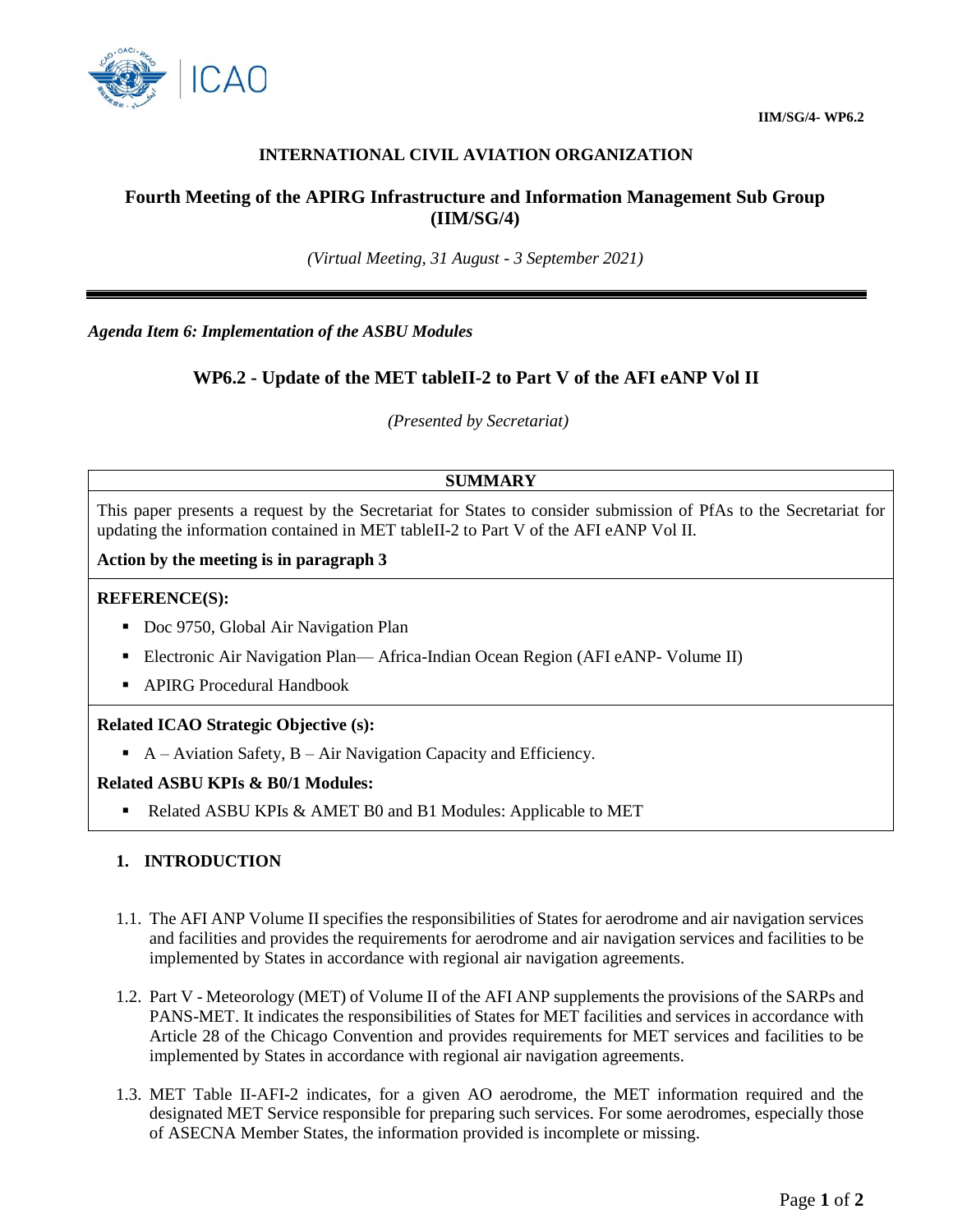IIM/SG/4- WP6.2

**INTERNATIONAL CIVIL AVIATION ORGANIZATION**

## Fourth Meeting of the APIRG Infrastructure and Information Management Sub Group (IIM/SG/4)

*(Virtual Meeting, 31 August - 3 September 2021)*

---

***Agenda Item 6: Implementation of the ASBU Modules***

## WP6.2 - Update of the MET tableII-2 to Part V of the AFI eANP Vol II

*(Presented by Secretariat)*

**SUMMARY**

This paper presents a request by the Secretariat for States to consider submission of PfAs to the Secretariat for updating the information contained in MET tableII-2 to Part V of the AFI eANP Vol II.

**Action by the meeting is in paragraph 3**

**REFERENCE(S):**

- Doc 9750, Global Air Navigation Plan
- Electronic Air Navigation Plan— Africa-Indian Ocean Region (AFI eANP- Volume II)
- APIRG Procedural Handbook

**Related ICAO Strategic Objective (s):**

- A – Aviation Safety, B – Air Navigation Capacity and Efficiency.

**Related ASBU KPIs & B0/1 Modules:**

- Related ASBU KPIs & AMET B0 and B1 Modules: Applicable to MET

### 1. INTRODUCTION

1.1. The AFI ANP Volume II specifies the responsibilities of States for aerodrome and air navigation services and facilities and provides the requirements for aerodrome and air navigation services and facilities to be implemented by States in accordance with regional air navigation agreements.

1.2. Part V - Meteorology (MET) of Volume II of the AFI ANP supplements the provisions of the SARPs and PANS-MET. It indicates the responsibilities of States for MET facilities and services in accordance with Article 28 of the Chicago Convention and provides requirements for MET services and facilities to be implemented by States in accordance with regional air navigation agreements.

1.3. MET Table II-AFI-2 indicates, for a given AO aerodrome, the MET information required and the designated MET Service responsible for preparing such services. For some aerodromes, especially those of ASECNA Member States, the information provided is incomplete or missing.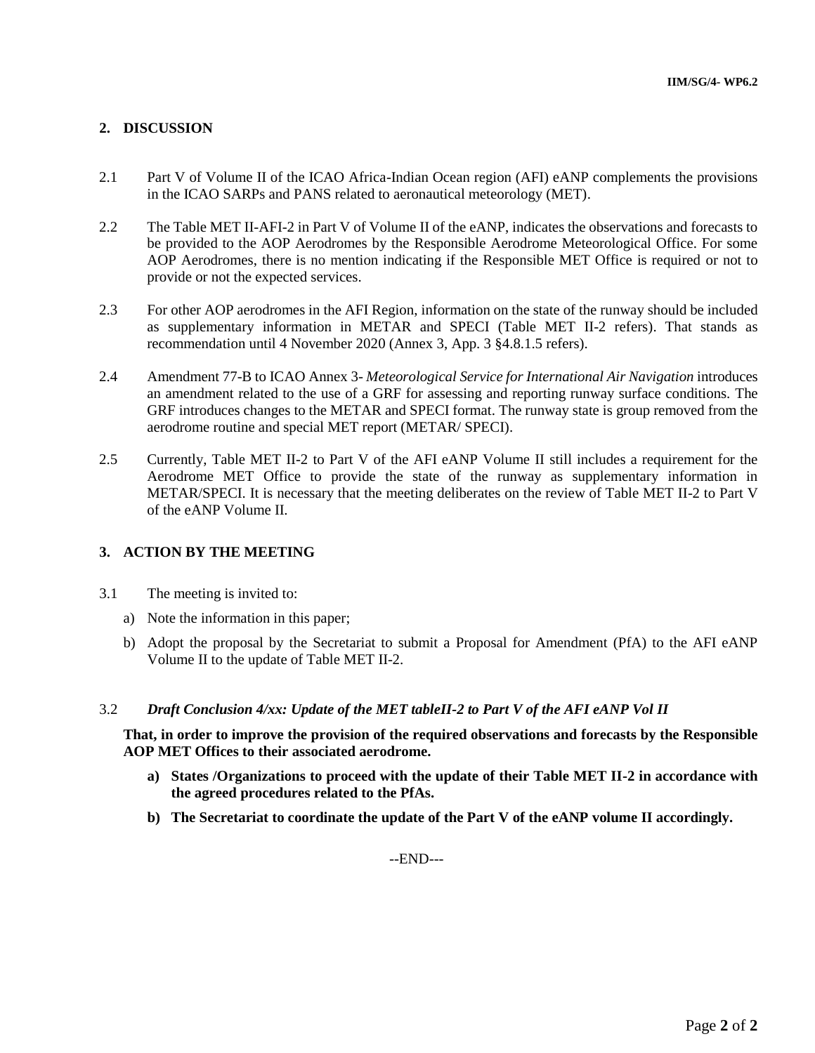## 2. DISCUSSION

2.1 Part V of Volume II of the ICAO Africa-Indian Ocean region (AFI) eANP complements the provisions in the ICAO SARPs and PANS related to aeronautical meteorology (MET).

2.2 The Table MET II-AFI-2 in Part V of Volume II of the eANP, indicates the observations and forecasts to be provided to the AOP Aerodromes by the Responsible Aerodrome Meteorological Office. For some AOP Aerodromes, there is no mention indicating if the Responsible MET Office is required or not to provide or not the expected services.

2.3 For other AOP aerodromes in the AFI Region, information on the state of the runway should be included as supplementary information in METAR and SPECI (Table MET II-2 refers). That stands as recommendation until 4 November 2020 (Annex 3, App. 3 §4.8.1.5 refers).

2.4 Amendment 77-B to ICAO Annex 3- *Meteorological Service for International Air Navigation* introduces an amendment related to the use of a GRF for assessing and reporting runway surface conditions. The GRF introduces changes to the METAR and SPECI format. The runway state is group removed from the aerodrome routine and special MET report (METAR/ SPECI).

2.5 Currently, Table MET II-2 to Part V of the AFI eANP Volume II still includes a requirement for the Aerodrome MET Office to provide the state of the runway as supplementary information in METAR/SPECI. It is necessary that the meeting deliberates on the review of Table MET II-2 to Part V of the eANP Volume II.

## 3. ACTION BY THE MEETING

3.1 The meeting is invited to:

a) Note the information in this paper;

b) Adopt the proposal by the Secretariat to submit a Proposal for Amendment (PfA) to the AFI eANP Volume II to the update of Table MET II-2.

3.2 ***Draft Conclusion 4/xx: Update of the MET tableII-2 to Part V of the AFI eANP Vol II***

**That, in order to improve the provision of the required observations and forecasts by the Responsible AOP MET Offices to their associated aerodrome.**

**a) States /Organizations to proceed with the update of their Table MET II-2 in accordance with the agreed procedures related to the PfAs.**

**b) The Secretariat to coordinate the update of the Part V of the eANP volume II accordingly.**

--END---